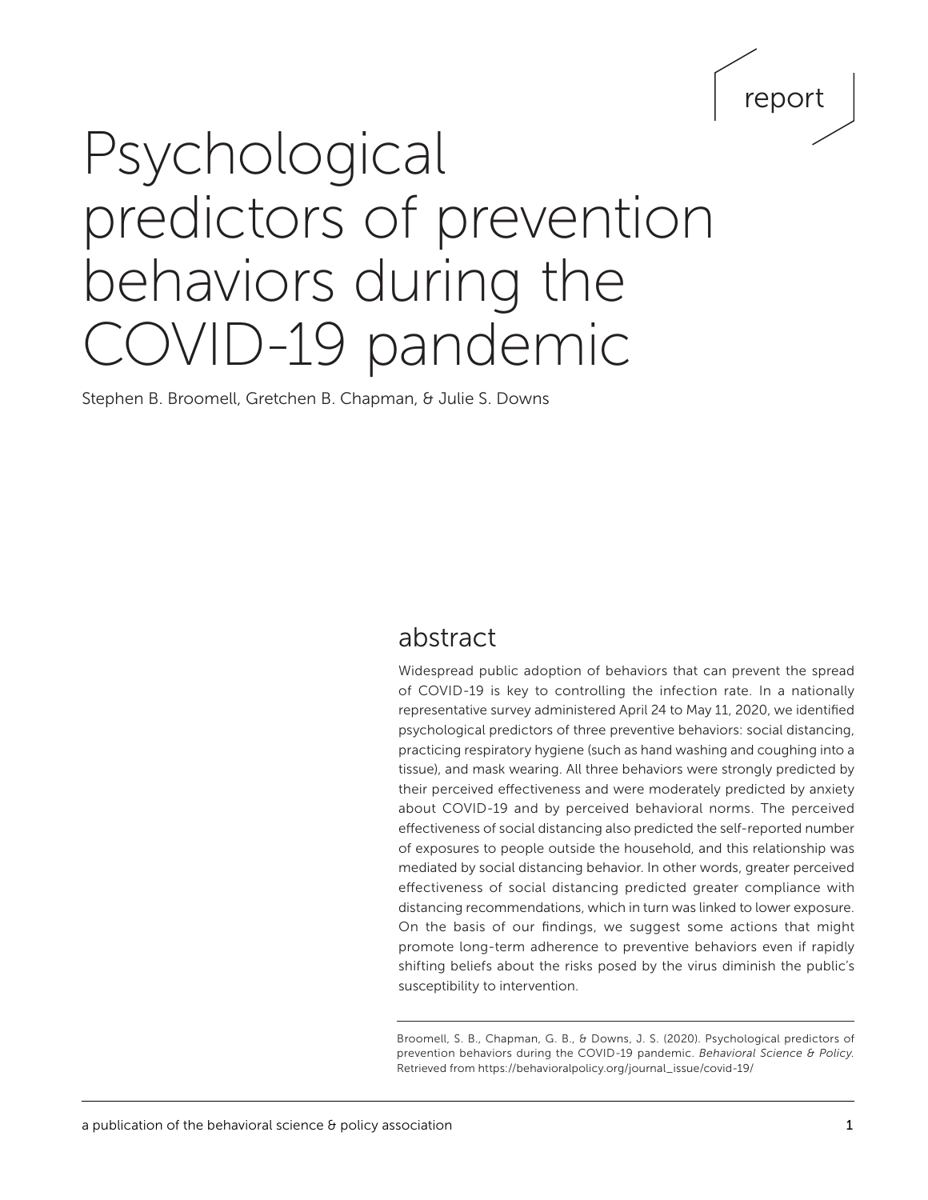report

# Psychological predictors of prevention behaviors during the COVID-19 pandemic

Stephen B. Broomell, Gretchen B. Chapman, & Julie S. Downs

## abstract

Widespread public adoption of behaviors that can prevent the spread of COVID-19 is key to controlling the infection rate. In a nationally representative survey administered April 24 to May 11, 2020, we identified psychological predictors of three preventive behaviors: social distancing, practicing respiratory hygiene (such as hand washing and coughing into a tissue), and mask wearing. All three behaviors were strongly predicted by their perceived effectiveness and were moderately predicted by anxiety about COVID-19 and by perceived behavioral norms. The perceived effectiveness of social distancing also predicted the self-reported number of exposures to people outside the household, and this relationship was mediated by social distancing behavior. In other words, greater perceived effectiveness of social distancing predicted greater compliance with distancing recommendations, which in turn was linked to lower exposure. On the basis of our findings, we suggest some actions that might promote long-term adherence to preventive behaviors even if rapidly shifting beliefs about the risks posed by the virus diminish the public's susceptibility to intervention.

Broomell, S. B., Chapman, G. B., & Downs, J. S. (2020). Psychological predictors of prevention behaviors during the COVID-19 pandemic. *Behavioral Science & Policy*. Retrieved from https://behavioralpolicy.org/journal_issue/covid-19/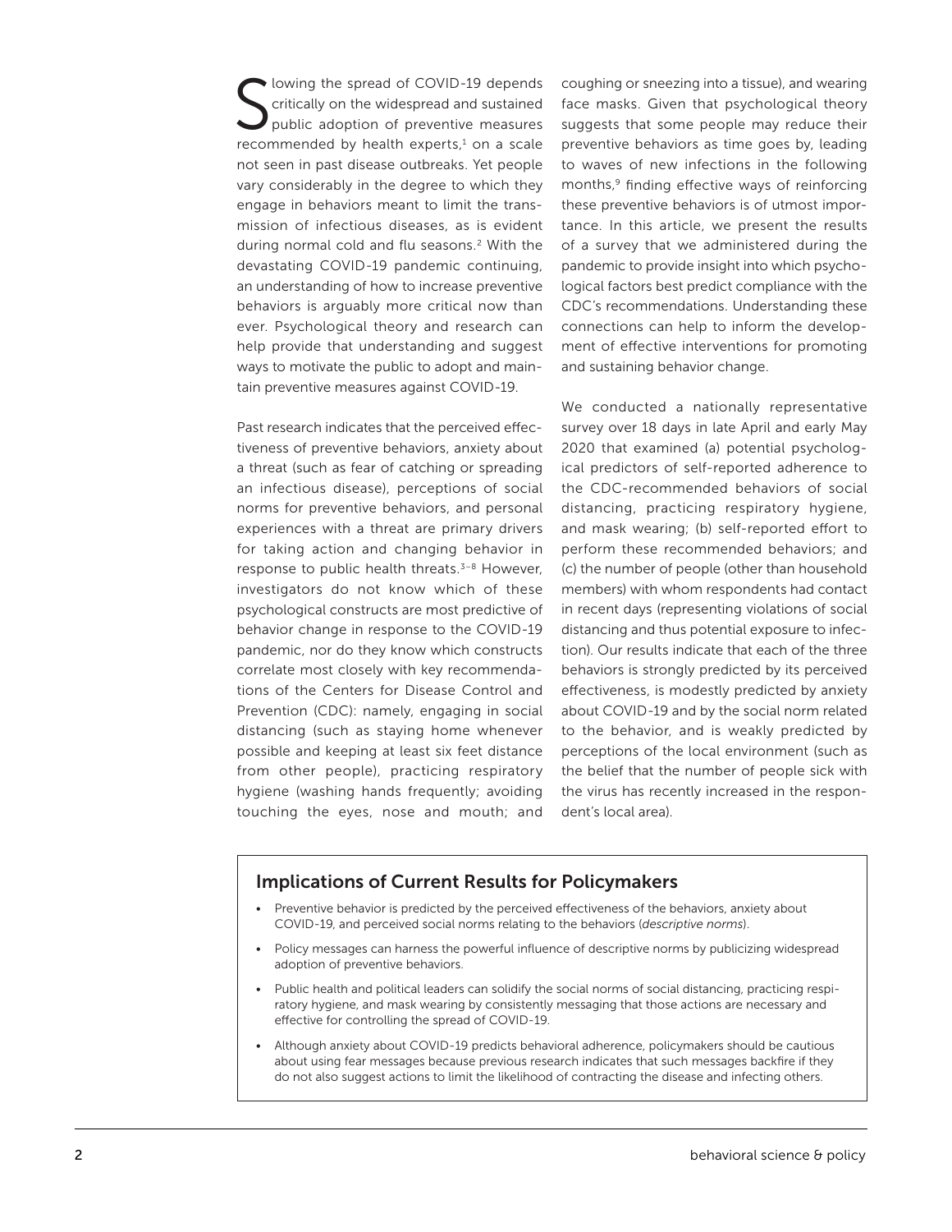Slowing the spread of COVID-19 depends critically on the widespread and sustained public adoption of preventive measures recommended by health experts,[1] on a scale not seen in past disease outbreaks. Yet people vary considerably in the degree to which they engage in behaviors meant to limit the transmission of infectious diseases, as is evident during normal cold and flu seasons.[2] With the devastating COVID-19 pandemic continuing, an understanding of how to increase preventive behaviors is arguably more critical now than ever. Psychological theory and research can help provide that understanding and suggest ways to motivate the public to adopt and maintain preventive measures against COVID-19.

Past research indicates that the perceived effectiveness of preventive behaviors, anxiety about a threat (such as fear of catching or spreading an infectious disease), perceptions of social norms for preventive behaviors, and personal experiences with a threat are primary drivers for taking action and changing behavior in response to public health threats.[3–8] However, investigators do not know which of these psychological constructs are most predictive of behavior change in response to the COVID-19 pandemic, nor do they know which constructs correlate most closely with key recommendations of the Centers for Disease Control and Prevention (CDC): namely, engaging in social distancing (such as staying home whenever possible and keeping at least six feet distance from other people), practicing respiratory hygiene (washing hands frequently; avoiding touching the eyes, nose and mouth; and coughing or sneezing into a tissue), and wearing face masks. Given that psychological theory suggests that some people may reduce their preventive behaviors as time goes by, leading to waves of new infections in the following months,[9] finding effective ways of reinforcing these preventive behaviors is of utmost importance. In this article, we present the results of a survey that we administered during the pandemic to provide insight into which psychological factors best predict compliance with the CDC's recommendations. Understanding these connections can help to inform the development of effective interventions for promoting and sustaining behavior change.

We conducted a nationally representative survey over 18 days in late April and early May 2020 that examined (a) potential psychological predictors of self-reported adherence to the CDC-recommended behaviors of social distancing, practicing respiratory hygiene, and mask wearing; (b) self-reported effort to perform these recommended behaviors; and (c) the number of people (other than household members) with whom respondents had contact in recent days (representing violations of social distancing and thus potential exposure to infection). Our results indicate that each of the three behaviors is strongly predicted by its perceived effectiveness, is modestly predicted by anxiety about COVID-19 and by the social norm related to the behavior, and is weakly predicted by perceptions of the local environment (such as the belief that the number of people sick with the virus has recently increased in the respondent's local area).

## Implications of Current Results for Policymakers

- Preventive behavior is predicted by the perceived effectiveness of the behaviors, anxiety about COVID-19, and perceived social norms relating to the behaviors (*descriptive norms*).
- Policy messages can harness the powerful influence of descriptive norms by publicizing widespread adoption of preventive behaviors.
- Public health and political leaders can solidify the social norms of social distancing, practicing respiratory hygiene, and mask wearing by consistently messaging that those actions are necessary and effective for controlling the spread of COVID-19.
- Although anxiety about COVID-19 predicts behavioral adherence, policymakers should be cautious about using fear messages because previous research indicates that such messages backfire if they do not also suggest actions to limit the likelihood of contracting the disease and infecting others.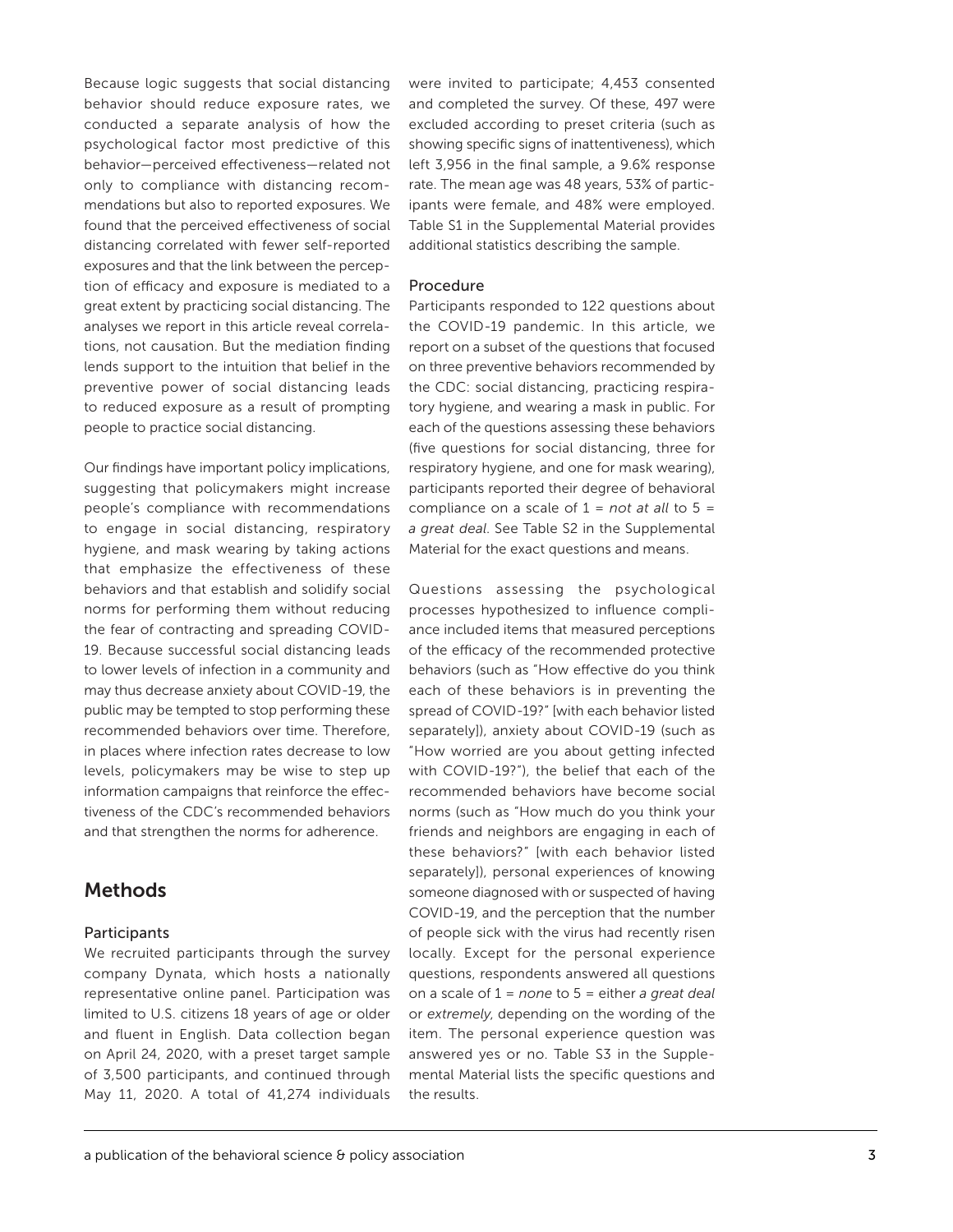Because logic suggests that social distancing behavior should reduce exposure rates, we conducted a separate analysis of how the psychological factor most predictive of this behavior—perceived effectiveness—related not only to compliance with distancing recommendations but also to reported exposures. We found that the perceived effectiveness of social distancing correlated with fewer self-reported exposures and that the link between the perception of efficacy and exposure is mediated to a great extent by practicing social distancing. The analyses we report in this article reveal correlations, not causation. But the mediation finding lends support to the intuition that belief in the preventive power of social distancing leads to reduced exposure as a result of prompting people to practice social distancing.

Our findings have important policy implications, suggesting that policymakers might increase people's compliance with recommendations to engage in social distancing, respiratory hygiene, and mask wearing by taking actions that emphasize the effectiveness of these behaviors and that establish and solidify social norms for performing them without reducing the fear of contracting and spreading COVID-19. Because successful social distancing leads to lower levels of infection in a community and may thus decrease anxiety about COVID-19, the public may be tempted to stop performing these recommended behaviors over time. Therefore, in places where infection rates decrease to low levels, policymakers may be wise to step up information campaigns that reinforce the effectiveness of the CDC's recommended behaviors and that strengthen the norms for adherence.

## Methods

### Participants

We recruited participants through the survey company Dynata, which hosts a nationally representative online panel. Participation was limited to U.S. citizens 18 years of age or older and fluent in English. Data collection began on April 24, 2020, with a preset target sample of 3,500 participants, and continued through May 11, 2020. A total of 41,274 individuals were invited to participate; 4,453 consented and completed the survey. Of these, 497 were excluded according to preset criteria (such as showing specific signs of inattentiveness), which left 3,956 in the final sample, a 9.6% response rate. The mean age was 48 years, 53% of participants were female, and 48% were employed. Table S1 in the Supplemental Material provides additional statistics describing the sample.

### Procedure

Participants responded to 122 questions about the COVID-19 pandemic. In this article, we report on a subset of the questions that focused on three preventive behaviors recommended by the CDC: social distancing, practicing respiratory hygiene, and wearing a mask in public. For each of the questions assessing these behaviors (five questions for social distancing, three for respiratory hygiene, and one for mask wearing), participants reported their degree of behavioral compliance on a scale of 1 = *not at all* to 5 = *a great deal*. See Table S2 in the Supplemental Material for the exact questions and means.

Questions assessing the psychological processes hypothesized to influence compliance included items that measured perceptions of the efficacy of the recommended protective behaviors (such as "How effective do you think each of these behaviors is in preventing the spread of COVID-19?" [with each behavior listed separately]), anxiety about COVID-19 (such as "How worried are you about getting infected with COVID-19?"), the belief that each of the recommended behaviors have become social norms (such as "How much do you think your friends and neighbors are engaging in each of these behaviors?" [with each behavior listed separately]), personal experiences of knowing someone diagnosed with or suspected of having COVID-19, and the perception that the number of people sick with the virus had recently risen locally. Except for the personal experience questions, respondents answered all questions on a scale of 1 = *none* to 5 = either *a great deal* or *extremely*, depending on the wording of the item. The personal experience question was answered yes or no. Table S3 in the Supplemental Material lists the specific questions and the results.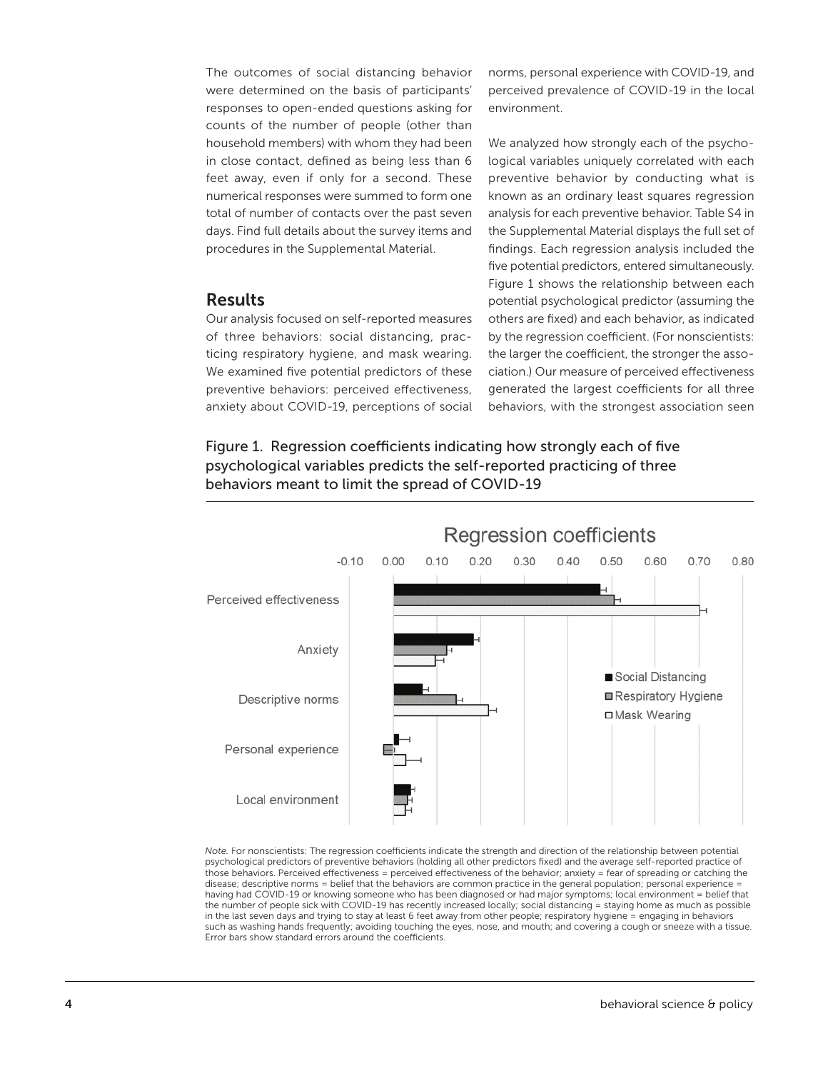The outcomes of social distancing behavior were determined on the basis of participants' responses to open-ended questions asking for counts of the number of people (other than household members) with whom they had been in close contact, defined as being less than 6 feet away, even if only for a second. These numerical responses were summed to form one total of number of contacts over the past seven days. Find full details about the survey items and procedures in the Supplemental Material.

## Results

Our analysis focused on self-reported measures of three behaviors: social distancing, practicing respiratory hygiene, and mask wearing. We examined five potential predictors of these preventive behaviors: perceived effectiveness, anxiety about COVID-19, perceptions of social norms, personal experience with COVID-19, and perceived prevalence of COVID-19 in the local environment.

We analyzed how strongly each of the psychological variables uniquely correlated with each preventive behavior by conducting what is known as an ordinary least squares regression analysis for each preventive behavior. Table S4 in the Supplemental Material displays the full set of findings. Each regression analysis included the five potential predictors, entered simultaneously. Figure 1 shows the relationship between each potential psychological predictor (assuming the others are fixed) and each behavior, as indicated by the regression coefficient. (For nonscientists: the larger the coefficient, the stronger the association.) Our measure of perceived effectiveness generated the largest coefficients for all three behaviors, with the strongest association seen

Figure 1. Regression coefficients indicating how strongly each of five psychological variables predicts the self-reported practicing of three behaviors meant to limit the spread of COVID-19

*Note.* For nonscientists: The regression coefficients indicate the strength and direction of the relationship between potential psychological predictors of preventive behaviors (holding all other predictors fixed) and the average self-reported practice of those behaviors. Perceived effectiveness = perceived effectiveness of the behavior; anxiety = fear of spreading or catching the disease; descriptive norms = belief that the behaviors are common practice in the general population; personal experience = having had COVID-19 or knowing someone who has been diagnosed or had major symptoms; local environment = belief that the number of people sick with COVID-19 has recently increased locally; social distancing = staying home as much as possible in the last seven days and trying to stay at least 6 feet away from other people; respiratory hygiene = engaging in behaviors such as washing hands frequently; avoiding touching the eyes, nose, and mouth; and covering a cough or sneeze with a tissue. Error bars show standard errors around the coefficients.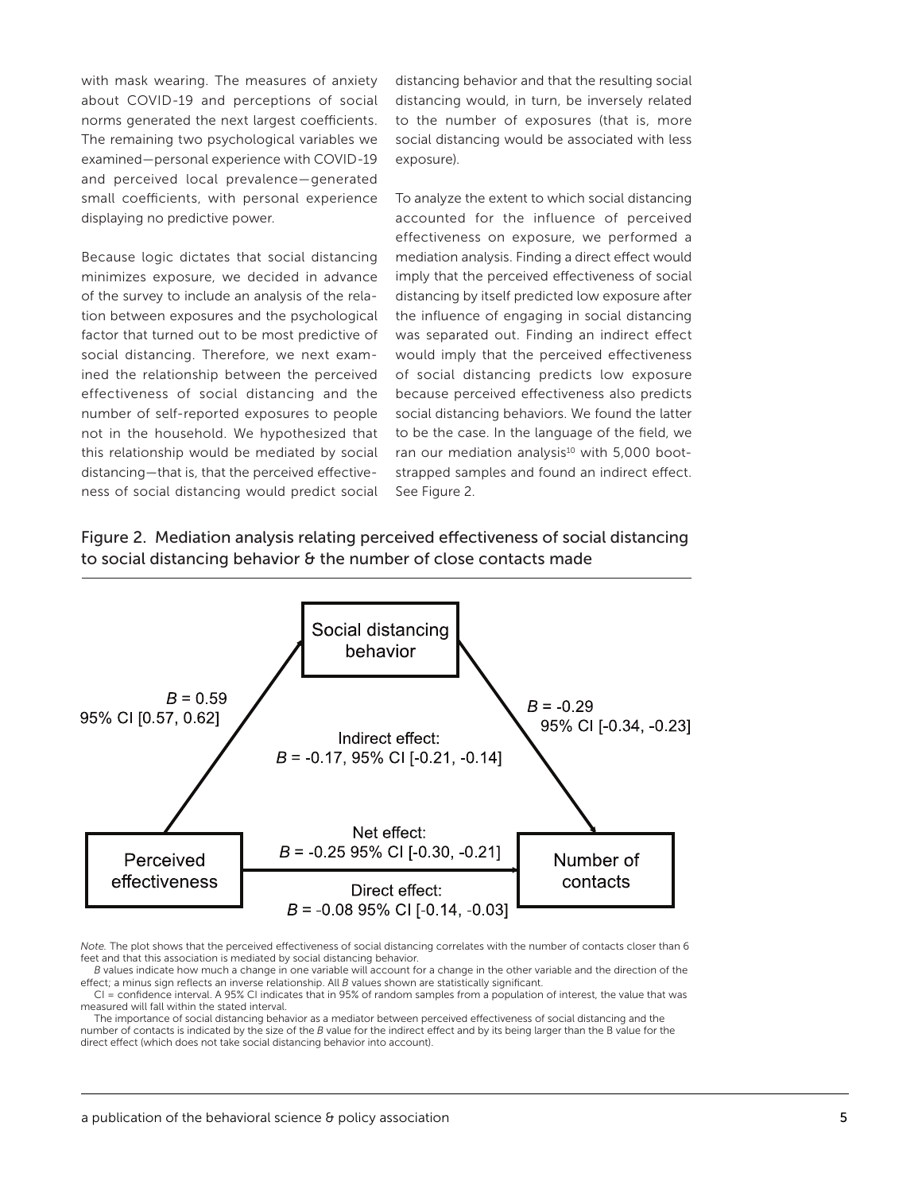with mask wearing. The measures of anxiety about COVID-19 and perceptions of social norms generated the next largest coefficients. The remaining two psychological variables we examined—personal experience with COVID-19 and perceived local prevalence—generated small coefficients, with personal experience displaying no predictive power.

Because logic dictates that social distancing minimizes exposure, we decided in advance of the survey to include an analysis of the relation between exposures and the psychological factor that turned out to be most predictive of social distancing. Therefore, we next examined the relationship between the perceived effectiveness of social distancing and the number of self-reported exposures to people not in the household. We hypothesized that this relationship would be mediated by social distancing—that is, that the perceived effectiveness of social distancing would predict social distancing behavior and that the resulting social distancing would, in turn, be inversely related to the number of exposures (that is, more social distancing would be associated with less exposure).

To analyze the extent to which social distancing accounted for the influence of perceived effectiveness on exposure, we performed a mediation analysis. Finding a direct effect would imply that the perceived effectiveness of social distancing by itself predicted low exposure after the influence of engaging in social distancing was separated out. Finding an indirect effect would imply that the perceived effectiveness of social distancing predicts low exposure because perceived effectiveness also predicts social distancing behaviors. We found the latter to be the case. In the language of the field, we ran our mediation analysis[10] with 5,000 bootstrapped samples and found an indirect effect. See Figure 2.

Figure 2. Mediation analysis relating perceived effectiveness of social distancing to social distancing behavior & the number of close contacts made

Social distancing behavior

Perceived effectiveness → Social distancing behavior: $B$ = 0.59, 95% CI [0.57, 0.62]

Social distancing behavior → Number of contacts: $B$ = -0.29, 95% CI [-0.34, -0.23]

Indirect effect: $B$ = -0.17, 95% CI [-0.21, -0.14]

Perceived effectiveness → Number of contacts

Net effect: $B$ = -0.25 95% CI [-0.30, -0.21]

Direct effect: $B$ = -0.08 95% CI [-0.14, -0.03]

*Note.* The plot shows that the perceived effectiveness of social distancing correlates with the number of contacts closer than 6 feet and that this association is mediated by social distancing behavior.

*B* values indicate how much a change in one variable will account for a change in the other variable and the direction of the effect; a minus sign reflects an inverse relationship. All *B* values shown are statistically significant.

CI = confidence interval. A 95% CI indicates that in 95% of random samples from a population of interest, the value that was measured will fall within the stated interval.

The importance of social distancing behavior as a mediator between perceived effectiveness of social distancing and the number of contacts is indicated by the size of the *B* value for the indirect effect and by its being larger than the B value for the direct effect (which does not take social distancing behavior into account).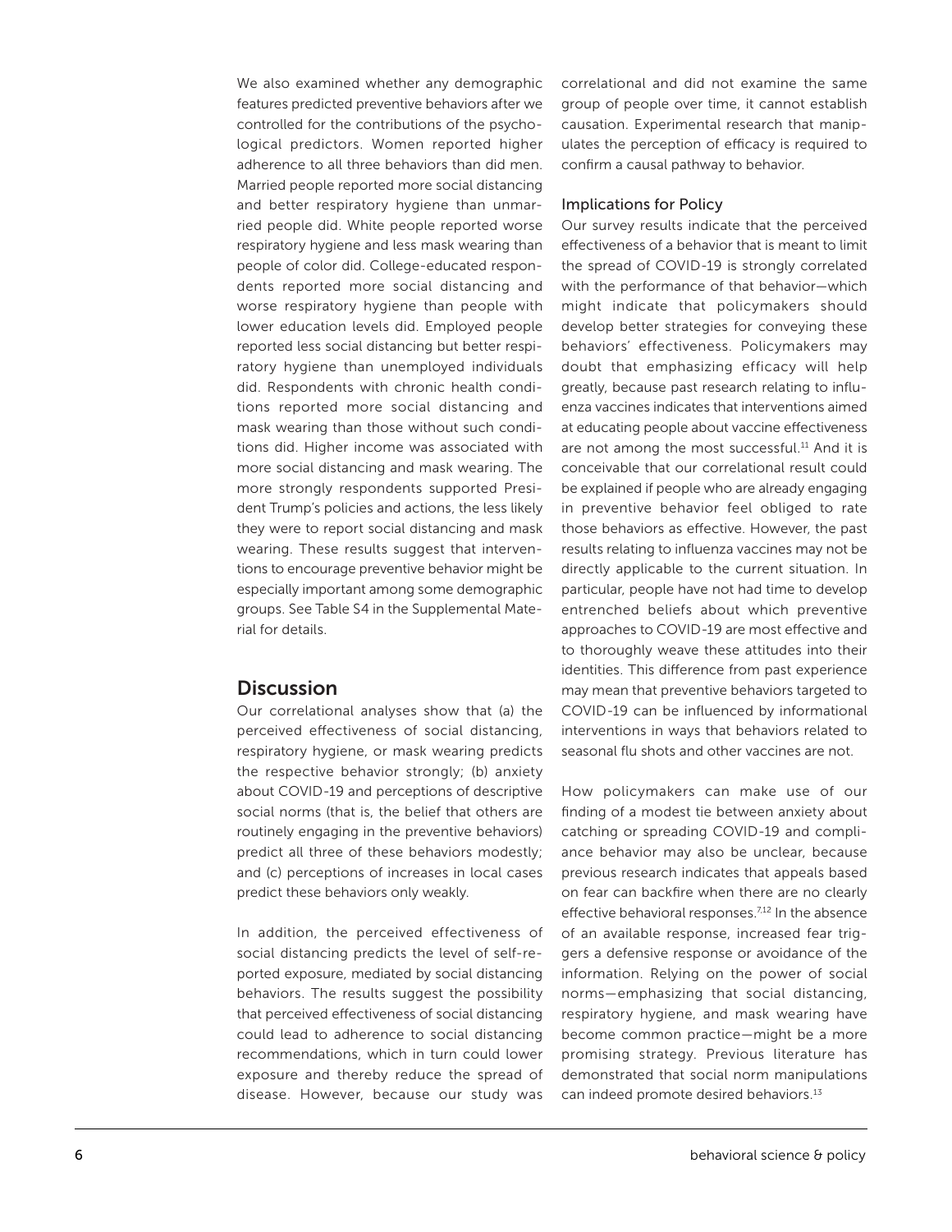We also examined whether any demographic features predicted preventive behaviors after we controlled for the contributions of the psychological predictors. Women reported higher adherence to all three behaviors than did men. Married people reported more social distancing and better respiratory hygiene than unmarried people did. White people reported worse respiratory hygiene and less mask wearing than people of color did. College-educated respondents reported more social distancing and worse respiratory hygiene than people with lower education levels did. Employed people reported less social distancing but better respiratory hygiene than unemployed individuals did. Respondents with chronic health conditions reported more social distancing and mask wearing than those without such conditions did. Higher income was associated with more social distancing and mask wearing. The more strongly respondents supported President Trump's policies and actions, the less likely they were to report social distancing and mask wearing. These results suggest that interventions to encourage preventive behavior might be especially important among some demographic groups. See Table S4 in the Supplemental Material for details.

## Discussion

Our correlational analyses show that (a) the perceived effectiveness of social distancing, respiratory hygiene, or mask wearing predicts the respective behavior strongly; (b) anxiety about COVID-19 and perceptions of descriptive social norms (that is, the belief that others are routinely engaging in the preventive behaviors) predict all three of these behaviors modestly; and (c) perceptions of increases in local cases predict these behaviors only weakly.

In addition, the perceived effectiveness of social distancing predicts the level of self-reported exposure, mediated by social distancing behaviors. The results suggest the possibility that perceived effectiveness of social distancing could lead to adherence to social distancing recommendations, which in turn could lower exposure and thereby reduce the spread of disease. However, because our study was correlational and did not examine the same group of people over time, it cannot establish causation. Experimental research that manipulates the perception of efficacy is required to confirm a causal pathway to behavior.

### Implications for Policy

Our survey results indicate that the perceived effectiveness of a behavior that is meant to limit the spread of COVID-19 is strongly correlated with the performance of that behavior—which might indicate that policymakers should develop better strategies for conveying these behaviors' effectiveness. Policymakers may doubt that emphasizing efficacy will help greatly, because past research relating to influenza vaccines indicates that interventions aimed at educating people about vaccine effectiveness are not among the most successful.[11] And it is conceivable that our correlational result could be explained if people who are already engaging in preventive behavior feel obliged to rate those behaviors as effective. However, the past results relating to influenza vaccines may not be directly applicable to the current situation. In particular, people have not had time to develop entrenched beliefs about which preventive approaches to COVID-19 are most effective and to thoroughly weave these attitudes into their identities. This difference from past experience may mean that preventive behaviors targeted to COVID-19 can be influenced by informational interventions in ways that behaviors related to seasonal flu shots and other vaccines are not.

How policymakers can make use of our finding of a modest tie between anxiety about catching or spreading COVID-19 and compliance behavior may also be unclear, because previous research indicates that appeals based on fear can backfire when there are no clearly effective behavioral responses.[7,12] In the absence of an available response, increased fear triggers a defensive response or avoidance of the information. Relying on the power of social norms—emphasizing that social distancing, respiratory hygiene, and mask wearing have become common practice—might be a more promising strategy. Previous literature has demonstrated that social norm manipulations can indeed promote desired behaviors.[13]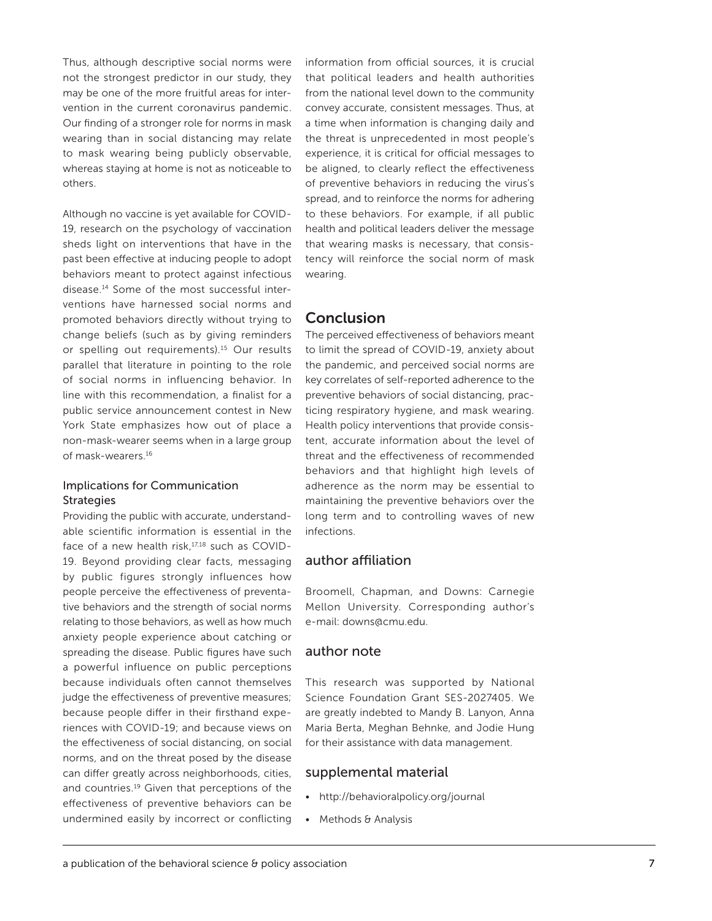Thus, although descriptive social norms were not the strongest predictor in our study, they may be one of the more fruitful areas for intervention in the current coronavirus pandemic. Our finding of a stronger role for norms in mask wearing than in social distancing may relate to mask wearing being publicly observable, whereas staying at home is not as noticeable to others.

Although no vaccine is yet available for COVID-19, research on the psychology of vaccination sheds light on interventions that have in the past been effective at inducing people to adopt behaviors meant to protect against infectious disease.[14] Some of the most successful interventions have harnessed social norms and promoted behaviors directly without trying to change beliefs (such as by giving reminders or spelling out requirements).[15] Our results parallel that literature in pointing to the role of social norms in influencing behavior. In line with this recommendation, a finalist for a public service announcement contest in New York State emphasizes how out of place a non-mask-wearer seems when in a large group of mask-wearers.[16]

### Implications for Communication Strategies

Providing the public with accurate, understandable scientific information is essential in the face of a new health risk,[17,18] such as COVID-19. Beyond providing clear facts, messaging by public figures strongly influences how people perceive the effectiveness of preventative behaviors and the strength of social norms relating to those behaviors, as well as how much anxiety people experience about catching or spreading the disease. Public figures have such a powerful influence on public perceptions because individuals often cannot themselves judge the effectiveness of preventive measures; because people differ in their firsthand experiences with COVID-19; and because views on the effectiveness of social distancing, on social norms, and on the threat posed by the disease can differ greatly across neighborhoods, cities, and countries.[19] Given that perceptions of the effectiveness of preventive behaviors can be undermined easily by incorrect or conflicting information from official sources, it is crucial that political leaders and health authorities from the national level down to the community convey accurate, consistent messages. Thus, at a time when information is changing daily and the threat is unprecedented in most people's experience, it is critical for official messages to be aligned, to clearly reflect the effectiveness of preventive behaviors in reducing the virus's spread, and to reinforce the norms for adhering to these behaviors. For example, if all public health and political leaders deliver the message that wearing masks is necessary, that consistency will reinforce the social norm of mask wearing.

## Conclusion

The perceived effectiveness of behaviors meant to limit the spread of COVID-19, anxiety about the pandemic, and perceived social norms are key correlates of self-reported adherence to the preventive behaviors of social distancing, practicing respiratory hygiene, and mask wearing. Health policy interventions that provide consistent, accurate information about the level of threat and the effectiveness of recommended behaviors and that highlight high levels of adherence as the norm may be essential to maintaining the preventive behaviors over the long term and to controlling waves of new infections.

## author affiliation

Broomell, Chapman, and Downs: Carnegie Mellon University. Corresponding author's e-mail: downs@cmu.edu.

## author note

This research was supported by National Science Foundation Grant SES-2027405. We are greatly indebted to Mandy B. Lanyon, Anna Maria Berta, Meghan Behnke, and Jodie Hung for their assistance with data management.

## supplemental material

- http://behavioralpolicy.org/journal
- Methods & Analysis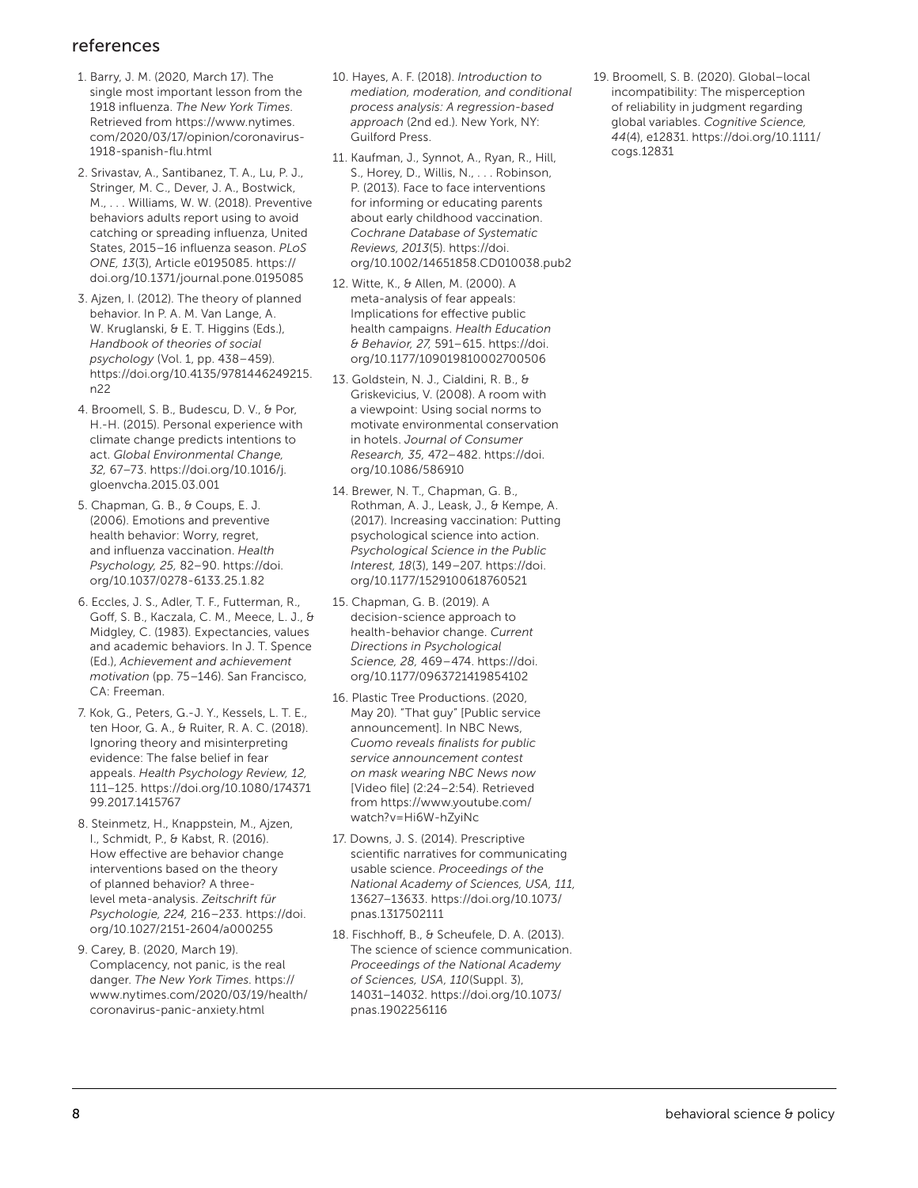## references

1. Barry, J. M. (2020, March 17). The single most important lesson from the 1918 influenza. *The New York Times*. Retrieved from https://www.nytimes.com/2020/03/17/opinion/coronavirus-1918-spanish-flu.html

2. Srivastav, A., Santibanez, T. A., Lu, P. J., Stringer, M. C., Dever, J. A., Bostwick, M., . . . Williams, W. W. (2018). Preventive behaviors adults report using to avoid catching or spreading influenza, United States, 2015–16 influenza season. *PLoS ONE, 13*(3), Article e0195085. https://doi.org/10.1371/journal.pone.0195085

3. Ajzen, I. (2012). The theory of planned behavior. In P. A. M. Van Lange, A. W. Kruglanski, & E. T. Higgins (Eds.), *Handbook of theories of social psychology* (Vol. 1, pp. 438–459). https://doi.org/10.4135/9781446249215.n22

4. Broomell, S. B., Budescu, D. V., & Por, H.-H. (2015). Personal experience with climate change predicts intentions to act. *Global Environmental Change, 32,* 67–73. https://doi.org/10.1016/j.gloenvcha.2015.03.001

5. Chapman, G. B., & Coups, E. J. (2006). Emotions and preventive health behavior: Worry, regret, and influenza vaccination. *Health Psychology, 25,* 82–90. https://doi.org/10.1037/0278-6133.25.1.82

6. Eccles, J. S., Adler, T. F., Futterman, R., Goff, S. B., Kaczala, C. M., Meece, L. J., & Midgley, C. (1983). Expectancies, values and academic behaviors. In J. T. Spence (Ed.), *Achievement and achievement motivation* (pp. 75–146). San Francisco, CA: Freeman.

7. Kok, G., Peters, G.-J. Y., Kessels, L. T. E., ten Hoor, G. A., & Ruiter, R. A. C. (2018). Ignoring theory and misinterpreting evidence: The false belief in fear appeals. *Health Psychology Review, 12,* 111–125. https://doi.org/10.1080/17437199.2017.1415767

8. Steinmetz, H., Knappstein, M., Ajzen, I., Schmidt, P., & Kabst, R. (2016). How effective are behavior change interventions based on the theory of planned behavior? A three-level meta-analysis. *Zeitschrift für Psychologie, 224,* 216–233. https://doi.org/10.1027/2151-2604/a000255

9. Carey, B. (2020, March 19). Complacency, not panic, is the real danger. *The New York Times*. https://www.nytimes.com/2020/03/19/health/coronavirus-panic-anxiety.html

10. Hayes, A. F. (2018). *Introduction to mediation, moderation, and conditional process analysis: A regression-based approach* (2nd ed.). New York, NY: Guilford Press.

11. Kaufman, J., Synnot, A., Ryan, R., Hill, S., Horey, D., Willis, N., . . . Robinson, P. (2013). Face to face interventions for informing or educating parents about early childhood vaccination. *Cochrane Database of Systematic Reviews, 2013*(5). https://doi.org/10.1002/14651858.CD010038.pub2

12. Witte, K., & Allen, M. (2000). A meta-analysis of fear appeals: Implications for effective public health campaigns. *Health Education & Behavior, 27,* 591–615. https://doi.org/10.1177/109019810002700506

13. Goldstein, N. J., Cialdini, R. B., & Griskevicius, V. (2008). A room with a viewpoint: Using social norms to motivate environmental conservation in hotels. *Journal of Consumer Research, 35,* 472–482. https://doi.org/10.1086/586910

14. Brewer, N. T., Chapman, G. B., Rothman, A. J., Leask, J., & Kempe, A. (2017). Increasing vaccination: Putting psychological science into action. *Psychological Science in the Public Interest, 18*(3), 149–207. https://doi.org/10.1177/1529100618760521

15. Chapman, G. B. (2019). A decision-science approach to health-behavior change. *Current Directions in Psychological Science, 28,* 469–474. https://doi.org/10.1177/0963721419854102

16. Plastic Tree Productions. (2020, May 20). "That guy" [Public service announcement]. In NBC News, *Cuomo reveals finalists for public service announcement contest on mask wearing NBC News now* [Video file] (2:24–2:54). Retrieved from https://www.youtube.com/watch?v=Hi6W-hZyiNc

17. Downs, J. S. (2014). Prescriptive scientific narratives for communicating usable science. *Proceedings of the National Academy of Sciences, USA, 111,* 13627–13633. https://doi.org/10.1073/pnas.1317502111

18. Fischhoff, B., & Scheufele, D. A. (2013). The science of science communication. *Proceedings of the National Academy of Sciences, USA, 110*(Suppl. 3), 14031–14032. https://doi.org/10.1073/pnas.1902256116

19. Broomell, S. B. (2020). Global–local incompatibility: The misperception of reliability in judgment regarding global variables. *Cognitive Science, 44*(4), e12831. https://doi.org/10.1111/cogs.12831